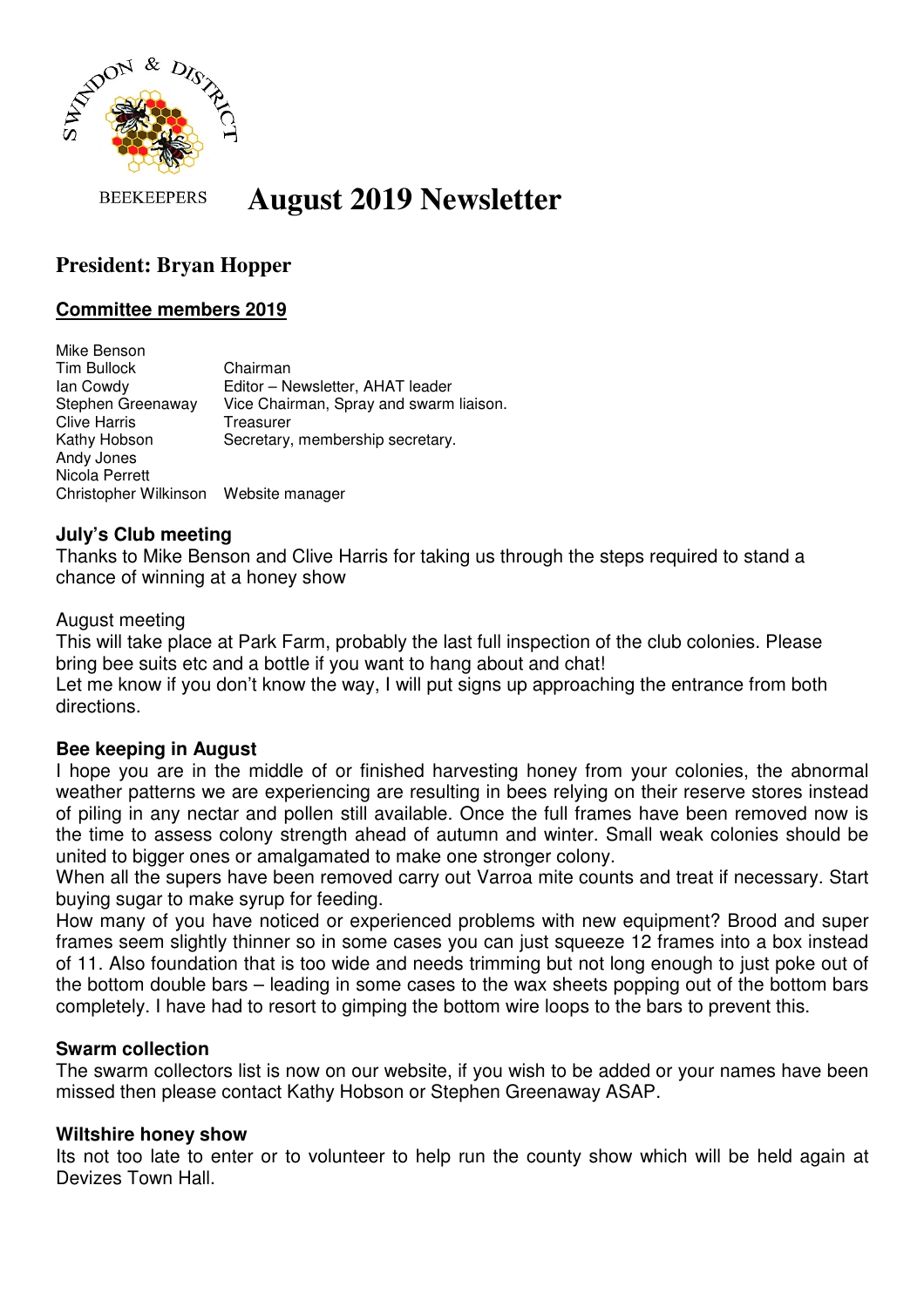SWINDON & DISTRICT BEEKEEPERS

# August 2019 Newsletter

## President: Bryan Hopper

### Committee members 2019

| | |
|---|---|
| Mike Benson | |
| Tim Bullock | Chairman |
| Ian Cowdy | Editor – Newsletter, AHAT leader |
| Stephen Greenaway | Vice Chairman, Spray and swarm liaison. |
| Clive Harris | Treasurer |
| Kathy Hobson | Secretary, membership secretary. |
| Andy Jones | |
| Nicola Perrett | |
| Christopher Wilkinson | Website manager |

**July's Club meeting**

Thanks to Mike Benson and Clive Harris for taking us through the steps required to stand a chance of winning at a honey show

August meeting

This will take place at Park Farm, probably the last full inspection of the club colonies. Please bring bee suits etc and a bottle if you want to hang about and chat!

Let me know if you don't know the way, I will put signs up approaching the entrance from both directions.

**Bee keeping in August**

I hope you are in the middle of or finished harvesting honey from your colonies, the abnormal weather patterns we are experiencing are resulting in bees relying on their reserve stores instead of piling in any nectar and pollen still available. Once the full frames have been removed now is the time to assess colony strength ahead of autumn and winter. Small weak colonies should be united to bigger ones or amalgamated to make one stronger colony.

When all the supers have been removed carry out Varroa mite counts and treat if necessary. Start buying sugar to make syrup for feeding.

How many of you have noticed or experienced problems with new equipment? Brood and super frames seem slightly thinner so in some cases you can just squeeze 12 frames into a box instead of 11. Also foundation that is too wide and needs trimming but not long enough to just poke out of the bottom double bars – leading in some cases to the wax sheets popping out of the bottom bars completely. I have had to resort to gimping the bottom wire loops to the bars to prevent this.

**Swarm collection**

The swarm collectors list is now on our website, if you wish to be added or your names have been missed then please contact Kathy Hobson or Stephen Greenaway ASAP.

**Wiltshire honey show**

Its not too late to enter or to volunteer to help run the county show which will be held again at Devizes Town Hall.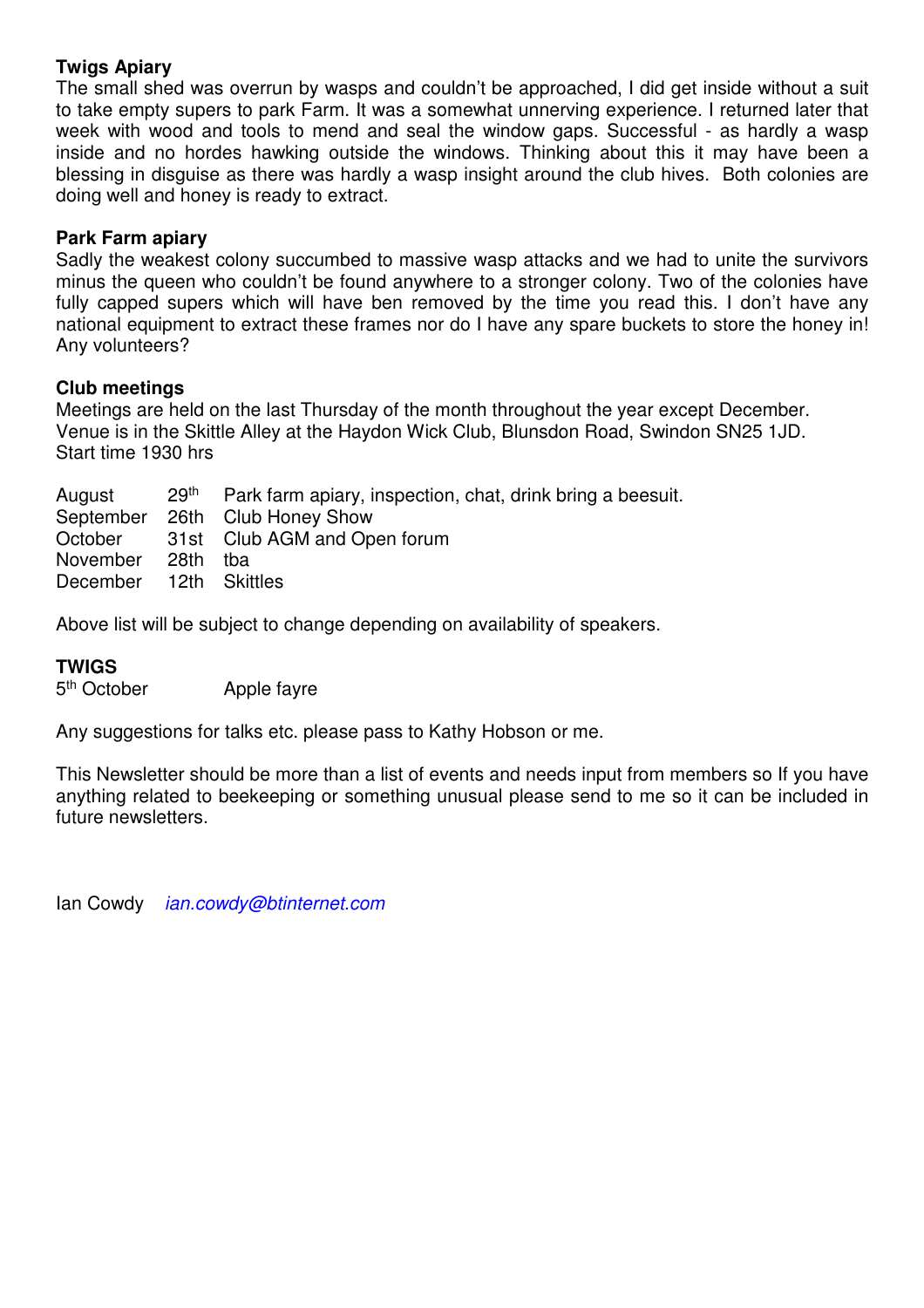**Twigs Apiary**

The small shed was overrun by wasps and couldn't be approached, I did get inside without a suit to take empty supers to park Farm. It was a somewhat unnerving experience. I returned later that week with wood and tools to mend and seal the window gaps. Successful - as hardly a wasp inside and no hordes hawking outside the windows. Thinking about this it may have been a blessing in disguise as there was hardly a wasp insight around the club hives. Both colonies are doing well and honey is ready to extract.

**Park Farm apiary**

Sadly the weakest colony succumbed to massive wasp attacks and we had to unite the survivors minus the queen who couldn't be found anywhere to a stronger colony. Two of the colonies have fully capped supers which will have ben removed by the time you read this. I don't have any national equipment to extract these frames nor do I have any spare buckets to store the honey in! Any volunteers?

**Club meetings**

Meetings are held on the last Thursday of the month throughout the year except December.
Venue is in the Skittle Alley at the Haydon Wick Club, Blunsdon Road, Swindon SN25 1JD.
Start time 1930 hrs

| | | |
|---|---|---|
| August | 29th | Park farm apiary, inspection, chat, drink bring a beesuit. |
| September | 26th | Club Honey Show |
| October | 31st | Club AGM and Open forum |
| November | 28th | tba |
| December | 12th | Skittles |

Above list will be subject to change depending on availability of speakers.

**TWIGS**

5th October Apple fayre

Any suggestions for talks etc. please pass to Kathy Hobson or me.

This Newsletter should be more than a list of events and needs input from members so If you have anything related to beekeeping or something unusual please send to me so it can be included in future newsletters.

Ian Cowdy *ian.cowdy@btinternet.com*